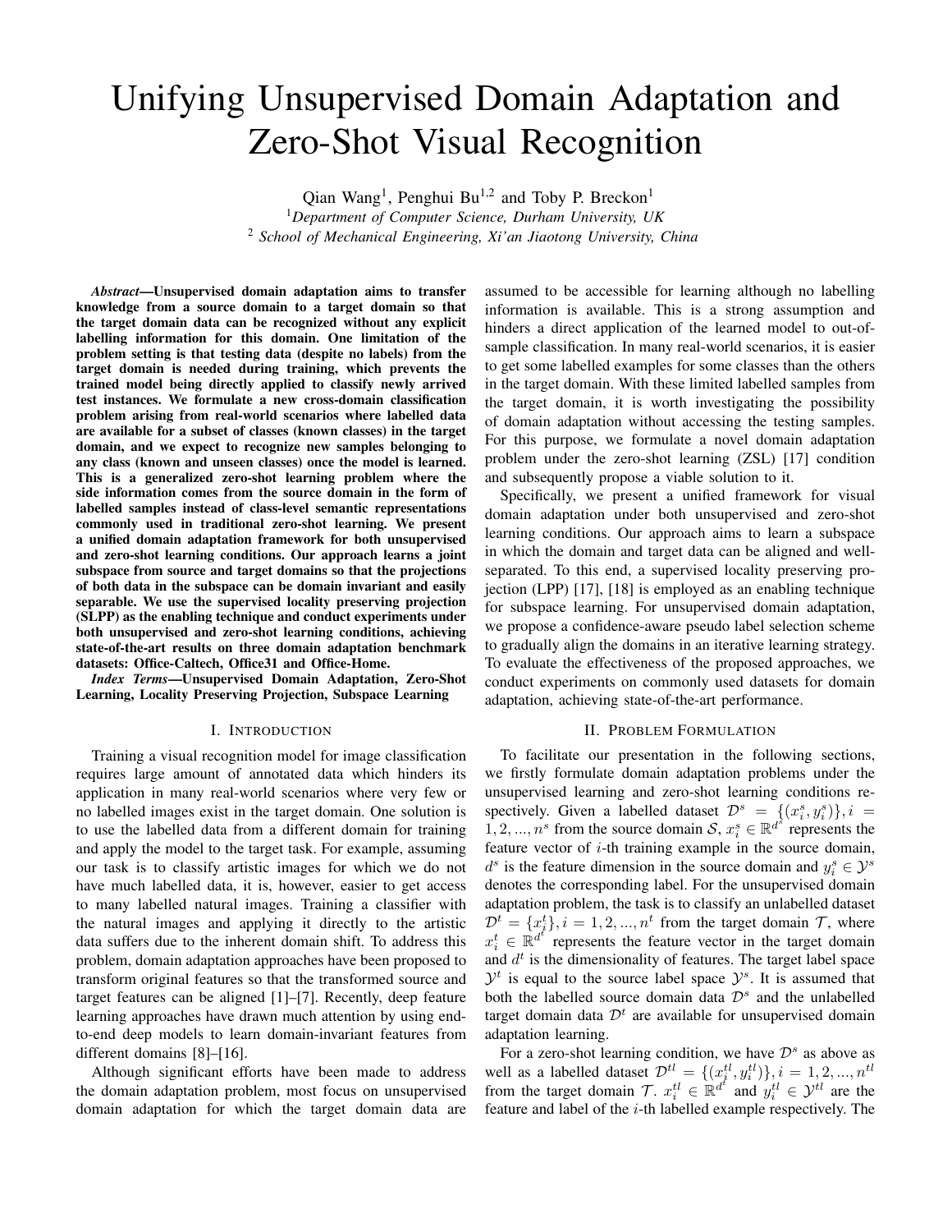# Unifying Unsupervised Domain Adaptation and Zero-Shot Visual Recognition

Qian Wang[1], Penghui Bu[1,2] and Toby P. Breckon[1]

[1] *Department of Computer Science, Durham University, UK*

[2] *School of Mechanical Engineering, Xi'an Jiaotong University, China*

***Abstract*—Unsupervised domain adaptation aims to transfer knowledge from a source domain to a target domain so that the target domain data can be recognized without any explicit labelling information for this domain. One limitation of the problem setting is that testing data (despite no labels) from the target domain is needed during training, which prevents the trained model being directly applied to classify newly arrived test instances. We formulate a new cross-domain classification problem arising from real-world scenarios where labelled data are available for a subset of classes (known classes) in the target domain, and we expect to recognize new samples belonging to any class (known and unseen classes) once the model is learned. This is a generalized zero-shot learning problem where the side information comes from the source domain in the form of labelled samples instead of class-level semantic representations commonly used in traditional zero-shot learning. We present a unified domain adaptation framework for both unsupervised and zero-shot learning conditions. Our approach learns a joint subspace from source and target domains so that the projections of both data in the subspace can be domain invariant and easily separable. We use the supervised locality preserving projection (SLPP) as the enabling technique and conduct experiments under both unsupervised and zero-shot learning conditions, achieving state-of-the-art results on three domain adaptation benchmark datasets: Office-Caltech, Office31 and Office-Home.**

***Index Terms*—Unsupervised Domain Adaptation, Zero-Shot Learning, Locality Preserving Projection, Subspace Learning**

## I. Introduction

Training a visual recognition model for image classification requires large amount of annotated data which hinders its application in many real-world scenarios where very few or no labelled images exist in the target domain. One solution is to use the labelled data from a different domain for training and apply the model to the target task. For example, assuming our task is to classify artistic images for which we do not have much labelled data, it is, however, easier to get access to many labelled natural images. Training a classifier with the natural images and applying it directly to the artistic data suffers due to the inherent domain shift. To address this problem, domain adaptation approaches have been proposed to transform original features so that the transformed source and target features can be aligned [1]–[7]. Recently, deep feature learning approaches have drawn much attention by using end-to-end deep models to learn domain-invariant features from different domains [8]–[16].

Although significant efforts have been made to address the domain adaptation problem, most focus on unsupervised domain adaptation for which the target domain data are assumed to be accessible for learning although no labelling information is available. This is a strong assumption and hinders a direct application of the learned model to out-of-sample classification. In many real-world scenarios, it is easier to get some labelled examples for some classes than the others in the target domain. With these limited labelled samples from the target domain, it is worth investigating the possibility of domain adaptation without accessing the testing samples. For this purpose, we formulate a novel domain adaptation problem under the zero-shot learning (ZSL) [17] condition and subsequently propose a viable solution to it.

Specifically, we present a unified framework for visual domain adaptation under both unsupervised and zero-shot learning conditions. Our approach aims to learn a subspace in which the domain and target data can be aligned and well-separated. To this end, a supervised locality preserving projection (LPP) [17], [18] is employed as an enabling technique for subspace learning. For unsupervised domain adaptation, we propose a confidence-aware pseudo label selection scheme to gradually align the domains in an iterative learning strategy. To evaluate the effectiveness of the proposed approaches, we conduct experiments on commonly used datasets for domain adaptation, achieving state-of-the-art performance.

## II. Problem Formulation

To facilitate our presentation in the following sections, we firstly formulate domain adaptation problems under the unsupervised learning and zero-shot learning conditions respectively. Given a labelled dataset $\mathcal{D}^s = \{(x_i^s, y_i^s)\}, i = 1, 2, ..., n^s$ from the source domain $\mathcal{S}$, $x_i^s \in \mathbb{R}^{d^s}$ represents the feature vector of $i$-th training example in the source domain, $d^s$ is the feature dimension in the source domain and $y_i^s \in \mathcal{Y}^s$ denotes the corresponding label. For the unsupervised domain adaptation problem, the task is to classify an unlabelled dataset $\mathcal{D}^t = \{x_i^t\}, i = 1, 2, ..., n^t$ from the target domain $\mathcal{T}$, where $x_i^t \in \mathbb{R}^{d^t}$ represents the feature vector in the target domain and $d^t$ is the dimensionality of features. The target label space $\mathcal{Y}^t$ is equal to the source label space $\mathcal{Y}^s$. It is assumed that both the labelled source domain data $\mathcal{D}^s$ and the unlabelled target domain data $\mathcal{D}^t$ are available for unsupervised domain adaptation learning.

For a zero-shot learning condition, we have $\mathcal{D}^s$ as above as well as a labelled dataset $\mathcal{D}^{tl} = \{(x_i^{tl}, y_i^{tl})\}, i = 1, 2, ..., n^{tl}$ from the target domain $\mathcal{T}$. $x_i^{tl} \in \mathbb{R}^{d^t}$ and $y_i^{tl} \in \mathcal{Y}^{tl}$ are the feature and label of the $i$-th labelled example respectively. The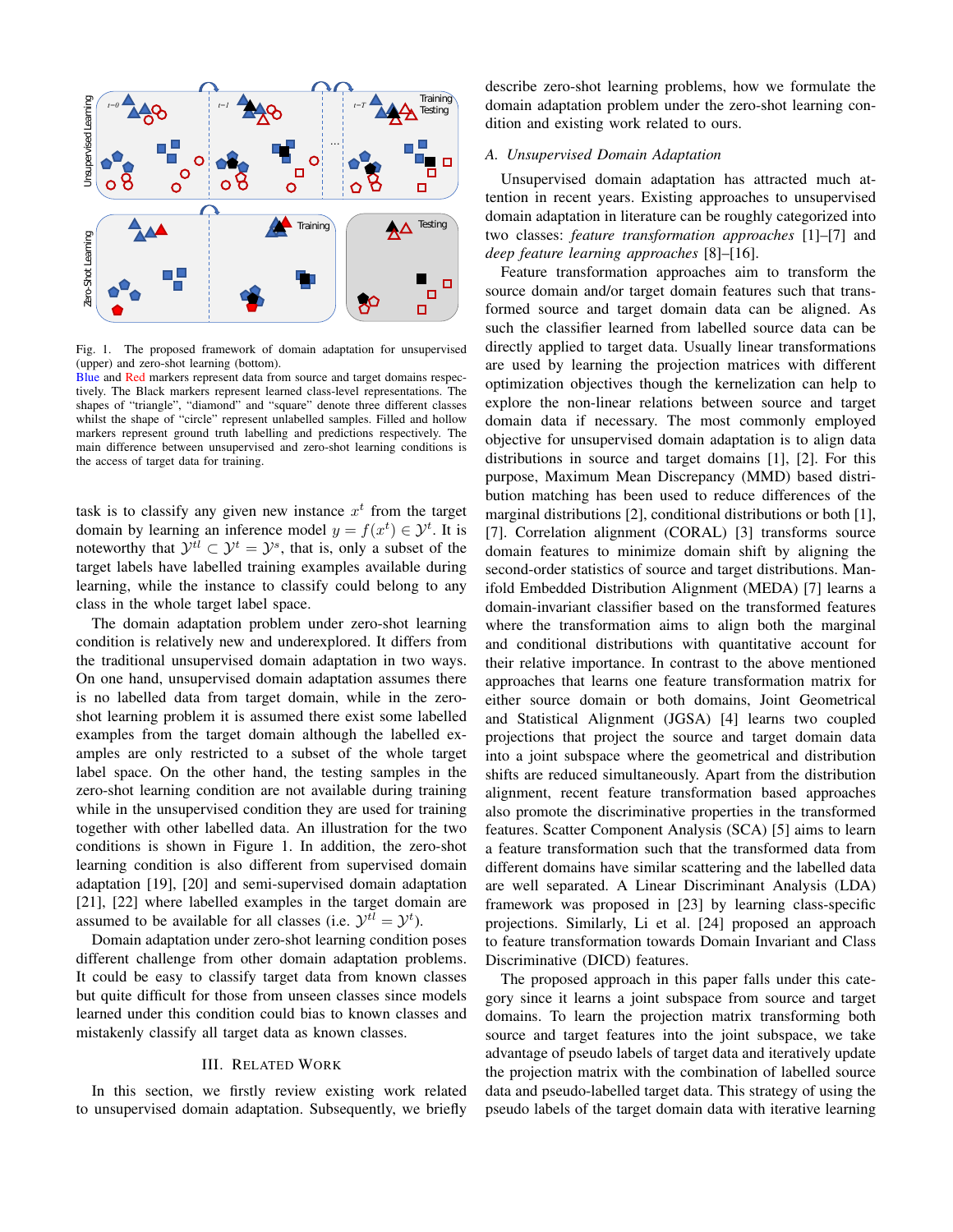Fig. 1. The proposed framework of domain adaptation for unsupervised (upper) and zero-shot learning (bottom).
Blue and Red markers represent data from source and target domains respectively. The Black markers represent learned class-level representations. The shapes of "triangle", "diamond" and "square" denote three different classes whilst the shape of "circle" represent unlabelled samples. Filled and hollow markers represent ground truth labelling and predictions respectively. The main difference between unsupervised and zero-shot learning conditions is the access of target data for training.

task is to classify any given new instance $x^t$ from the target domain by learning an inference model $y = f(x^t) \in \mathcal{Y}^t$. It is noteworthy that $\mathcal{Y}^{tl} \subset \mathcal{Y}^t = \mathcal{Y}^s$, that is, only a subset of the target labels have labelled training examples available during learning, while the instance to classify could belong to any class in the whole target label space.

The domain adaptation problem under zero-shot learning condition is relatively new and underexplored. It differs from the traditional unsupervised domain adaptation in two ways. On one hand, unsupervised domain adaptation assumes there is no labelled data from target domain, while in the zero-shot learning problem it is assumed there exist some labelled examples from the target domain although the labelled examples are only restricted to a subset of the whole target label space. On the other hand, the testing samples in the zero-shot learning condition are not available during training while in the unsupervised condition they are used for training together with other labelled data. An illustration for the two conditions is shown in Figure 1. In addition, the zero-shot learning condition is also different from supervised domain adaptation [19], [20] and semi-supervised domain adaptation [21], [22] where labelled examples in the target domain are assumed to be available for all classes (i.e. $\mathcal{Y}^{tl} = \mathcal{Y}^t$).

Domain adaptation under zero-shot learning condition poses different challenge from other domain adaptation problems. It could be easy to classify target data from known classes but quite difficult for those from unseen classes since models learned under this condition could bias to known classes and mistakenly classify all target data as known classes.

## III. Related Work

In this section, we firstly review existing work related to unsupervised domain adaptation. Subsequently, we briefly describe zero-shot learning problems, how we formulate the domain adaptation problem under the zero-shot learning condition and existing work related to ours.

### A. Unsupervised Domain Adaptation

Unsupervised domain adaptation has attracted much attention in recent years. Existing approaches to unsupervised domain adaptation in literature can be roughly categorized into two classes: *feature transformation approaches* [1]–[7] and *deep feature learning approaches* [8]–[16].

Feature transformation approaches aim to transform the source domain and/or target domain features such that transformed source and target domain data can be aligned. As such the classifier learned from labelled source data can be directly applied to target data. Usually linear transformations are used by learning the projection matrices with different optimization objectives though the kernelization can help to explore the non-linear relations between source and target domain data if necessary. The most commonly employed objective for unsupervised domain adaptation is to align data distributions in source and target domains [1], [2]. For this purpose, Maximum Mean Discrepancy (MMD) based distribution matching has been used to reduce differences of the marginal distributions [2], conditional distributions or both [1], [7]. Correlation alignment (CORAL) [3] transforms source domain features to minimize domain shift by aligning the second-order statistics of source and target distributions. Manifold Embedded Distribution Alignment (MEDA) [7] learns a domain-invariant classifier based on the transformed features where the transformation aims to align both the marginal and conditional distributions with quantitative account for their relative importance. In contrast to the above mentioned approaches that learns one feature transformation matrix for either source domain or both domains, Joint Geometrical and Statistical Alignment (JGSA) [4] learns two coupled projections that project the source and target domain data into a joint subspace where the geometrical and distribution shifts are reduced simultaneously. Apart from the distribution alignment, recent feature transformation based approaches also promote the discriminative properties in the transformed features. Scatter Component Analysis (SCA) [5] aims to learn a feature transformation such that the transformed data from different domains have similar scattering and the labelled data are well separated. A Linear Discriminant Analysis (LDA) framework was proposed in [23] by learning class-specific projections. Similarly, Li et al. [24] proposed an approach to feature transformation towards Domain Invariant and Class Discriminative (DICD) features.

The proposed approach in this paper falls under this category since it learns a joint subspace from source and target domains. To learn the projection matrix transforming both source and target features into the joint subspace, we take advantage of pseudo labels of target data and iteratively update the projection matrix with the combination of labelled source data and pseudo-labelled target data. This strategy of using the pseudo labels of the target domain data with iterative learning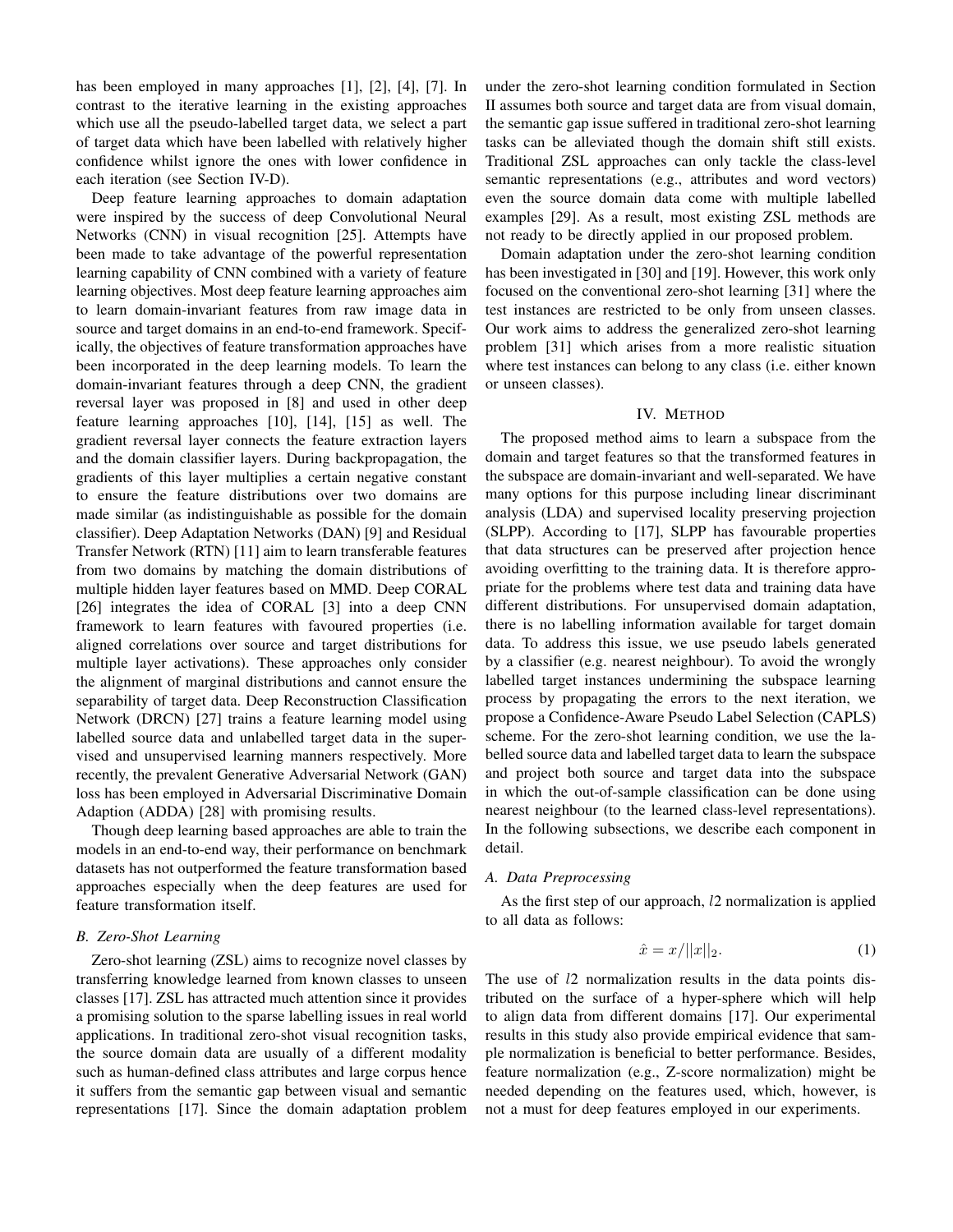has been employed in many approaches [1], [2], [4], [7]. In contrast to the iterative learning in the existing approaches which use all the pseudo-labelled target data, we select a part of target data which have been labelled with relatively higher confidence whilst ignore the ones with lower confidence in each iteration (see Section IV-D).

Deep feature learning approaches to domain adaptation were inspired by the success of deep Convolutional Neural Networks (CNN) in visual recognition [25]. Attempts have been made to take advantage of the powerful representation learning capability of CNN combined with a variety of feature learning objectives. Most deep feature learning approaches aim to learn domain-invariant features from raw image data in source and target domains in an end-to-end framework. Specifically, the objectives of feature transformation approaches have been incorporated in the deep learning models. To learn the domain-invariant features through a deep CNN, the gradient reversal layer was proposed in [8] and used in other deep feature learning approaches [10], [14], [15] as well. The gradient reversal layer connects the feature extraction layers and the domain classifier layers. During backpropagation, the gradients of this layer multiplies a certain negative constant to ensure the feature distributions over two domains are made similar (as indistinguishable as possible for the domain classifier). Deep Adaptation Networks (DAN) [9] and Residual Transfer Network (RTN) [11] aim to learn transferable features from two domains by matching the domain distributions of multiple hidden layer features based on MMD. Deep CORAL [26] integrates the idea of CORAL [3] into a deep CNN framework to learn features with favoured properties (i.e. aligned correlations over source and target distributions for multiple layer activations). These approaches only consider the alignment of marginal distributions and cannot ensure the separability of target data. Deep Reconstruction Classification Network (DRCN) [27] trains a feature learning model using labelled source data and unlabelled target data in the supervised and unsupervised learning manners respectively. More recently, the prevalent Generative Adversarial Network (GAN) loss has been employed in Adversarial Discriminative Domain Adaption (ADDA) [28] with promising results.

Though deep learning based approaches are able to train the models in an end-to-end way, their performance on benchmark datasets has not outperformed the feature transformation based approaches especially when the deep features are used for feature transformation itself.

### B. Zero-Shot Learning

Zero-shot learning (ZSL) aims to recognize novel classes by transferring knowledge learned from known classes to unseen classes [17]. ZSL has attracted much attention since it provides a promising solution to the sparse labelling issues in real world applications. In traditional zero-shot visual recognition tasks, the source domain data are usually of a different modality such as human-defined class attributes and large corpus hence it suffers from the semantic gap between visual and semantic representations [17]. Since the domain adaptation problem under the zero-shot learning condition formulated in Section II assumes both source and target data are from visual domain, the semantic gap issue suffered in traditional zero-shot learning tasks can be alleviated though the domain shift still exists. Traditional ZSL approaches can only tackle the class-level semantic representations (e.g., attributes and word vectors) even the source domain data come with multiple labelled examples [29]. As a result, most existing ZSL methods are not ready to be directly applied in our proposed problem.

Domain adaptation under the zero-shot learning condition has been investigated in [30] and [19]. However, this work only focused on the conventional zero-shot learning [31] where the test instances are restricted to be only from unseen classes. Our work aims to address the generalized zero-shot learning problem [31] which arises from a more realistic situation where test instances can belong to any class (i.e. either known or unseen classes).

## IV. Method

The proposed method aims to learn a subspace from the domain and target features so that the transformed features in the subspace are domain-invariant and well-separated. We have many options for this purpose including linear discriminant analysis (LDA) and supervised locality preserving projection (SLPP). According to [17], SLPP has favourable properties that data structures can be preserved after projection hence avoiding overfitting to the training data. It is therefore appropriate for the problems where test data and training data have different distributions. For unsupervised domain adaptation, there is no labelling information available for target domain data. To address this issue, we use pseudo labels generated by a classifier (e.g. nearest neighbour). To avoid the wrongly labelled target instances undermining the subspace learning process by propagating the errors to the next iteration, we propose a Confidence-Aware Pseudo Label Selection (CAPLS) scheme. For the zero-shot learning condition, we use the labelled source data and labelled target data to learn the subspace and project both source and target data into the subspace in which the out-of-sample classification can be done using nearest neighbour (to the learned class-level representations). In the following subsections, we describe each component in detail.

### A. Data Preprocessing

As the first step of our approach, $l2$ normalization is applied to all data as follows:

$$\hat{x} = x/||x||_2. \tag{1}$$

The use of $l2$ normalization results in the data points distributed on the surface of a hyper-sphere which will help to align data from different domains [17]. Our experimental results in this study also provide empirical evidence that sample normalization is beneficial to better performance. Besides, feature normalization (e.g., Z-score normalization) might be needed depending on the features used, which, however, is not a must for deep features employed in our experiments.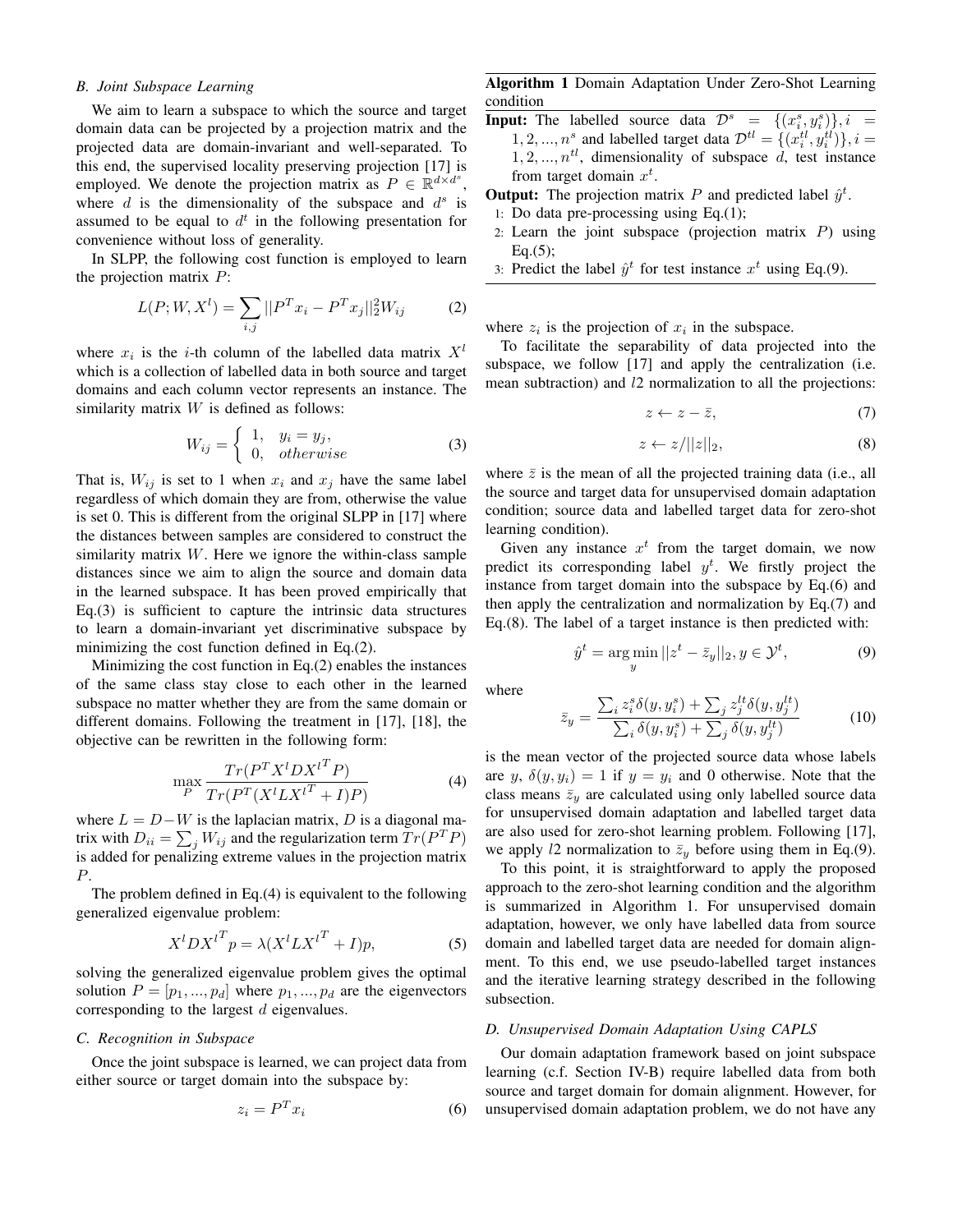### B. Joint Subspace Learning

We aim to learn a subspace to which the source and target domain data can be projected by a projection matrix and the projected data are domain-invariant and well-separated. To this end, the supervised locality preserving projection [17] is employed. We denote the projection matrix as $P \in \mathbb{R}^{d \times d^s}$, where $d$ is the dimensionality of the subspace and $d^s$ is assumed to be equal to $d^t$ in the following presentation for convenience without loss of generality.

In SLPP, the following cost function is employed to learn the projection matrix $P$:

$$L(P; W, X^l) = \sum_{i,j} ||P^T x_i - P^T x_j||_2^2 W_{ij} \tag{2}$$

where $x_i$ is the $i$-th column of the labelled data matrix $X^l$ which is a collection of labelled data in both source and target domains and each column vector represents an instance. The similarity matrix $W$ is defined as follows:

$$W_{ij} = \begin{cases} 1, & y_i = y_j, \\ 0, & otherwise \end{cases} \tag{3}$$

That is, $W_{ij}$ is set to 1 when $x_i$ and $x_j$ have the same label regardless of which domain they are from, otherwise the value is set 0. This is different from the original SLPP in [17] where the distances between samples are considered to construct the similarity matrix $W$. Here we ignore the within-class sample distances since we aim to align the source and domain data in the learned subspace. It has been proved empirically that Eq.(3) is sufficient to capture the intrinsic data structures to learn a domain-invariant yet discriminative subspace by minimizing the cost function defined in Eq.(2).

Minimizing the cost function in Eq.(2) enables the instances of the same class stay close to each other in the learned subspace no matter whether they are from the same domain or different domains. Following the treatment in [17], [18], the objective can be rewritten in the following form:

$$\max_P \frac{Tr(P^T X^l D X^{l^T} P)}{Tr(P^T (X^l L X^{l^T} + I) P)} \tag{4}$$

where $L = D - W$ is the laplacian matrix, $D$ is a diagonal matrix with $D_{ii} = \sum_j W_{ij}$ and the regularization term $Tr(P^T P)$ is added for penalizing extreme values in the projection matrix $P$.

The problem defined in Eq.(4) is equivalent to the following generalized eigenvalue problem:

$$X^l D X^{l^T} p = \lambda (X^l L X^{l^T} + I) p, \tag{5}$$

solving the generalized eigenvalue problem gives the optimal solution $P = [p_1, ..., p_d]$ where $p_1, ..., p_d$ are the eigenvectors corresponding to the largest $d$ eigenvalues.

### C. Recognition in Subspace

Once the joint subspace is learned, we can project data from either source or target domain into the subspace by:

$$z_i = P^T x_i \tag{6}$$

where $z_i$ is the projection of $x_i$ in the subspace.

To facilitate the separability of data projected into the subspace, we follow [17] and apply the centralization (i.e. mean subtraction) and $l2$ normalization to all the projections:

$$z \leftarrow z - \bar{z}, \tag{7}$$

$$z \leftarrow z / ||z||_2, \tag{8}$$

where $\bar{z}$ is the mean of all the projected training data (i.e., all the source and target data for unsupervised domain adaptation condition; source data and labelled target data for zero-shot learning condition).

Given any instance $x^t$ from the target domain, we now predict its corresponding label $y^t$. We firstly project the instance from target domain into the subspace by Eq.(6) and then apply the centralization and normalization by Eq.(7) and Eq.(8). The label of a target instance is then predicted with:

$$\hat{y}^t = \arg\min_y ||z^t - \bar{z}_y||_2, y \in \mathcal{Y}^t, \tag{9}$$

where

$$\bar{z}_y = \frac{\sum_i z_i^s \delta(y, y_i^s) + \sum_j z_j^{lt} \delta(y, y_j^{lt})}{\sum_i \delta(y, y_i^s) + \sum_j \delta(y, y_j^{lt})} \tag{10}$$

is the mean vector of the projected source data whose labels are $y$, $\delta(y, y_i) = 1$ if $y = y_i$ and 0 otherwise. Note that the class means $\bar{z}_y$ are calculated using only labelled source data for unsupervised domain adaptation and labelled target data are also used for zero-shot learning problem. Following [17], we apply $l2$ normalization to $\bar{z}_y$ before using them in Eq.(9).

To this point, it is straightforward to apply the proposed approach to the zero-shot learning condition and the algorithm is summarized in Algorithm 1. For unsupervised domain adaptation, however, we only have labelled data from source domain and labelled target data are needed for domain alignment. To this end, we use pseudo-labelled target instances and the iterative learning strategy described in the following subsection.

**Algorithm 1** Domain Adaptation Under Zero-Shot Learning condition

**Input:** The labelled source data $\mathcal{D}^s = \{(x_i^s, y_i^s)\}, i = 1, 2, ..., n^s$ and labelled target data $\mathcal{D}^{tl} = \{(x_i^{tl}, y_i^{tl})\}, i = 1, 2, ..., n^{tl}$, dimensionality of subspace $d$, test instance from target domain $x^t$.

**Output:** The projection matrix $P$ and predicted label $\hat{y}^t$.

1. Do data pre-processing using Eq.(1);
2. Learn the joint subspace (projection matrix $P$) using Eq.(5);
3. Predict the label $\hat{y}^t$ for test instance $x^t$ using Eq.(9).

### D. Unsupervised Domain Adaptation Using CAPLS

Our domain adaptation framework based on joint subspace learning (c.f. Section IV-B) require labelled data from both source and target domain for domain alignment. However, for unsupervised domain adaptation problem, we do not have any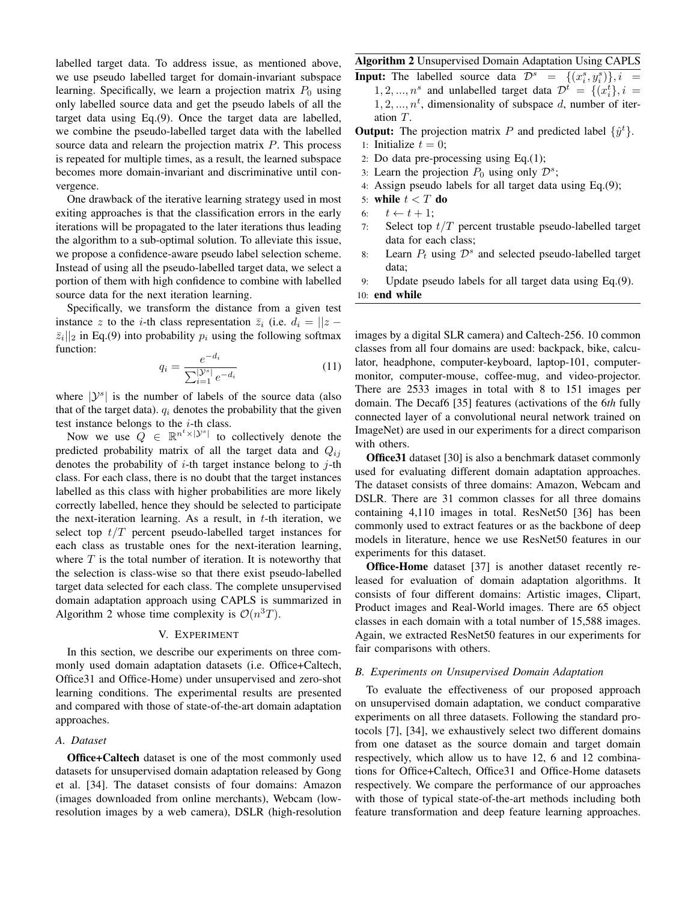labelled target data. To address issue, as mentioned above, we use pseudo labelled target for domain-invariant subspace learning. Specifically, we learn a projection matrix $P_0$ using only labelled source data and get the pseudo labels of all the target data using Eq.(9). Once the target data are labelled, we combine the pseudo-labelled target data with the labelled source data and relearn the projection matrix $P$. This process is repeated for multiple times, as a result, the learned subspace becomes more domain-invariant and discriminative until convergence.

One drawback of the iterative learning strategy used in most exiting approaches is that the classification errors in the early iterations will be propagated to the later iterations thus leading the algorithm to a sub-optimal solution. To alleviate this issue, we propose a confidence-aware pseudo label selection scheme. Instead of using all the pseudo-labelled target data, we select a portion of them with high confidence to combine with labelled source data for the next iteration learning.

Specifically, we transform the distance from a given test instance $z$ to the $i$-th class representation $\bar{z}_i$ (i.e. $d_i = ||z - \bar{z}_i||_2$ in Eq.(9) into probability $p_i$ using the following softmax function:

$$q_i = \frac{e^{-d_i}}{\sum_{i=1}^{|\mathcal{Y}^s|} e^{-d_i}} \tag{11}$$

where $|\mathcal{Y}^s|$ is the number of labels of the source data (also that of the target data). $q_i$ denotes the probability that the given test instance belongs to the $i$-th class.

Now we use $Q \in \mathbb{R}^{n^t \times |\mathcal{Y}^s|}$ to collectively denote the predicted probability matrix of all the target data and $Q_{ij}$ denotes the probability of $i$-th target instance belong to $j$-th class. For each class, there is no doubt that the target instances labelled as this class with higher probabilities are more likely correctly labelled, hence they should be selected to participate the next-iteration learning. As a result, in $t$-th iteration, we select top $t/T$ percent pseudo-labelled target instances for each class as trustable ones for the next-iteration learning, where $T$ is the total number of iteration. It is noteworthy that the selection is class-wise so that there exist pseudo-labelled target data selected for each class. The complete unsupervised domain adaptation approach using CAPLS is summarized in Algorithm 2 whose time complexity is $\mathcal{O}(n^3T)$.

**Algorithm 2** Unsupervised Domain Adaptation Using CAPLS

**Input:** The labelled source data $\mathcal{D}^s = \{(x_i^s, y_i^s)\}, i = 1, 2, ..., n^s$ and unlabelled target data $\mathcal{D}^t = \{(x_i^t\}, i = 1, 2, ..., n^t$, dimensionality of subspace $d$, number of iteration $T$.

**Output:** The projection matrix $P$ and predicted label $\{\hat{y}^t\}$.

1: Initialize $t = 0$;
2: Do data pre-processing using Eq.(1);
3: Learn the projection $P_0$ using only $\mathcal{D}^s$;
4: Assign pseudo labels for all target data using Eq.(9);
5: **while** $t < T$ **do**
6: $\quad t \leftarrow t + 1$;
7: $\quad$ Select top $t/T$ percent trustable pseudo-labelled target data for each class;
8: $\quad$ Learn $P_t$ using $\mathcal{D}^s$ and selected pseudo-labelled target data;
9: $\quad$ Update pseudo labels for all target data using Eq.(9).
10: **end while**

## V. Experiment

In this section, we describe our experiments on three commonly used domain adaptation datasets (i.e. Office+Caltech, Office31 and Office-Home) under unsupervised and zero-shot learning conditions. The experimental results are presented and compared with those of state-of-the-art domain adaptation approaches.

### A. Dataset

**Office+Caltech** dataset is one of the most commonly used datasets for unsupervised domain adaptation released by Gong et al. [34]. The dataset consists of four domains: Amazon (images downloaded from online merchants), Webcam (low-resolution images by a web camera), DSLR (high-resolution images by a digital SLR camera) and Caltech-256. 10 common classes from all four domains are used: backpack, bike, calculator, headphone, computer-keyboard, laptop-101, computer-monitor, computer-mouse, coffee-mug, and video-projector. There are 2533 images in total with 8 to 151 images per domain. The Decaf6 [35] features (activations of the 6*th* fully connected layer of a convolutional neural network trained on ImageNet) are used in our experiments for a direct comparison with others.

**Office31** dataset [30] is also a benchmark dataset commonly used for evaluating different domain adaptation approaches. The dataset consists of three domains: Amazon, Webcam and DSLR. There are 31 common classes for all three domains containing 4,110 images in total. ResNet50 [36] has been commonly used to extract features or as the backbone of deep models in literature, hence we use ResNet50 features in our experiments for this dataset.

**Office-Home** dataset [37] is another dataset recently released for evaluation of domain adaptation algorithms. It consists of four different domains: Artistic images, Clipart, Product images and Real-World images. There are 65 object classes in each domain with a total number of 15,588 images. Again, we extracted ResNet50 features in our experiments for fair comparisons with others.

### B. Experiments on Unsupervised Domain Adaptation

To evaluate the effectiveness of our proposed approach on unsupervised domain adaptation, we conduct comparative experiments on all three datasets. Following the standard protocols [7], [34], we exhaustively select two different domains from one dataset as the source domain and target domain respectively, which allow us to have 12, 6 and 12 combinations for Office+Caltech, Office31 and Office-Home datasets respectively. We compare the performance of our approaches with those of typical state-of-the-art methods including both feature transformation and deep feature learning approaches.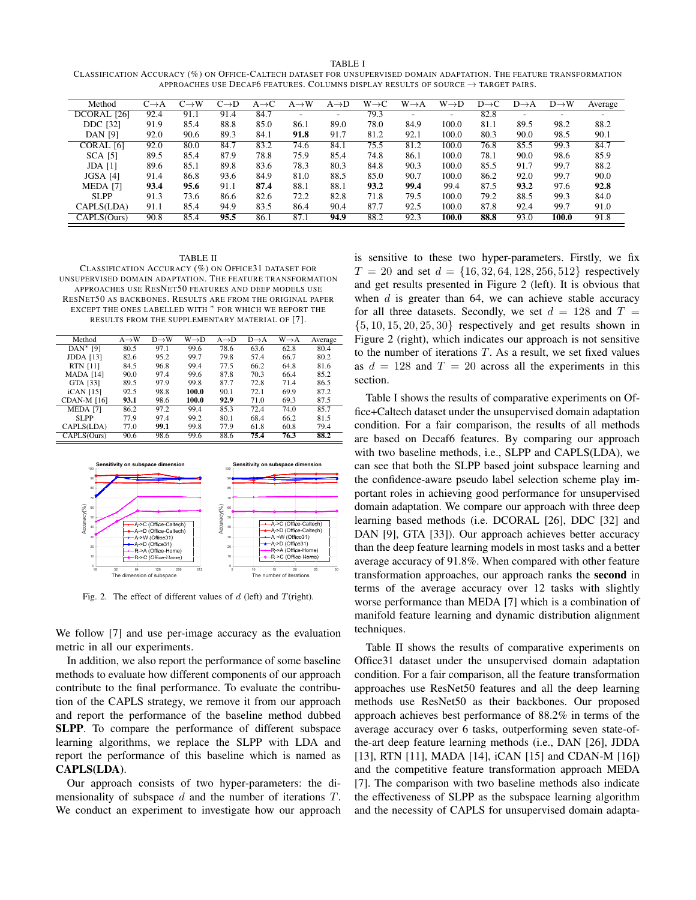TABLE I

CLASSIFICATION ACCURACY (%) ON OFFICE-CALTECH DATASET FOR UNSUPERVISED DOMAIN ADAPTATION. THE FEATURE TRANSFORMATION APPROACHES USE DECAF6 FEATURES. COLUMNS DISPLAY RESULTS OF SOURCE → TARGET PAIRS.

| Method | C→A | C→W | C→D | A→C | A→W | A→D | W→C | W→A | W→D | D→C | D→A | D→W | Average |
|---|---|---|---|---|---|---|---|---|---|---|---|---|---|
| DCORAL [26] | 92.4 | 91.1 | 91.4 | 84.7 | - | - | 79.3 | - | - | 82.8 | - | - | - |
| DDC [32] | 91.9 | 85.4 | 88.8 | 85.0 | 86.1 | 89.0 | 78.0 | 84.9 | 100.0 | 81.1 | 89.5 | 98.2 | 88.2 |
| DAN [9] | 92.0 | 90.6 | 89.3 | 84.1 | **91.8** | 91.7 | 81.2 | 92.1 | 100.0 | 80.3 | 90.0 | 98.5 | 90.1 |
| CORAL [6] | 92.0 | 80.0 | 84.7 | 83.2 | 74.6 | 84.1 | 75.5 | 81.2 | 100.0 | 76.8 | 85.5 | 99.3 | 84.7 |
| SCA [5] | 89.5 | 85.4 | 87.9 | 78.8 | 75.9 | 85.4 | 74.8 | 86.1 | 100.0 | 78.1 | 90.0 | 98.6 | 85.9 |
| JDA [1] | 89.6 | 85.1 | 89.8 | 83.6 | 78.3 | 80.3 | 84.8 | 90.3 | 100.0 | 85.5 | 91.7 | 99.7 | 88.2 |
| JGSA [4] | 91.4 | 86.8 | 93.6 | 84.9 | 81.0 | 88.5 | 85.0 | 90.7 | 100.0 | 86.2 | 92.0 | 99.7 | 90.0 |
| MEDA [7] | **93.4** | **95.6** | 91.1 | **87.4** | 88.1 | 88.1 | **93.2** | **99.4** | 99.4 | 87.5 | **93.2** | 97.6 | **92.8** |
| SLPP | 91.3 | 73.6 | 86.6 | 82.6 | 72.2 | 82.8 | 71.8 | 79.5 | 100.0 | 79.2 | 88.5 | 99.3 | 84.0 |
| CAPLS(LDA) | 91.1 | 85.4 | 94.9 | 83.5 | 86.4 | 90.4 | 87.7 | 92.5 | 100.0 | 87.8 | 92.4 | 99.7 | 91.0 |
| CAPLS(Ours) | 90.8 | 85.4 | **95.5** | 86.1 | 87.1 | **94.9** | 88.2 | 92.3 | **100.0** | **88.8** | 93.0 | **100.0** | 91.8 |

TABLE II

CLASSIFICATION ACCURACY (%) ON OFFICE31 DATASET FOR UNSUPERVISED DOMAIN ADAPTATION. THE FEATURE TRANSFORMATION APPROACHES USE RESNET50 FEATURES AND DEEP MODELS USE RESNET50 AS BACKBONES. RESULTS ARE FROM THE ORIGINAL PAPER EXCEPT THE ONES LABELLED WITH * FOR WHICH WE REPORT THE RESULTS FROM THE SUPPLEMENTARY MATERIAL OF [7].

| Method | A→W | D→W | W→D | A→D | D→A | W→A | Average |
|---|---|---|---|---|---|---|---|
| DAN* [9] | 80.5 | 97.1 | 99.6 | 78.6 | 63.6 | 62.8 | 80.4 |
| JDDA [13] | 82.6 | 95.2 | 99.7 | 79.8 | 57.4 | 66.7 | 80.2 |
| RTN [11] | 84.5 | 96.8 | 99.4 | 77.5 | 66.2 | 64.8 | 81.6 |
| MADA [14] | 90.0 | 97.4 | 99.6 | 87.8 | 70.3 | 66.4 | 85.2 |
| GTA [33] | 89.5 | 97.9 | 99.8 | 87.7 | 72.8 | 71.4 | 86.5 |
| iCAN [15] | 92.5 | 98.8 | **100.0** | 90.1 | 72.1 | 69.9 | 87.2 |
| CDAN-M [16] | **93.1** | 98.6 | **100.0** | **92.9** | 71.0 | 69.3 | 87.5 |
| MEDA [7] | 86.2 | 97.2 | 99.4 | 85.3 | 72.4 | 74.0 | 85.7 |
| SLPP | 77.9 | 97.4 | 99.2 | 80.1 | 68.4 | 66.2 | 81.5 |
| CAPLS(LDA) | 77.0 | **99.1** | 99.8 | 77.9 | 61.8 | 60.8 | 79.4 |
| CAPLS(Ours) | 90.6 | 98.6 | 99.6 | 88.6 | **75.4** | **76.3** | **88.2** |

Fig. 2. The effect of different values of $d$ (left) and $T$(right).

We follow [7] and use per-image accuracy as the evaluation metric in all our experiments.

In addition, we also report the performance of some baseline methods to evaluate how different components of our approach contribute to the final performance. To evaluate the contribution of the CAPLS strategy, we remove it from our approach and report the performance of the baseline method dubbed **SLPP**. To compare the performance of different subspace learning algorithms, we replace the SLPP with LDA and report the performance of this baseline which is named as **CAPLS(LDA)**.

Our approach consists of two hyper-parameters: the dimensionality of subspace $d$ and the number of iterations $T$. We conduct an experiment to investigate how our approach is sensitive to these two hyper-parameters. Firstly, we fix $T = 20$ and set $d = \{16, 32, 64, 128, 256, 512\}$ respectively and get results presented in Figure 2 (left). It is obvious that when $d$ is greater than 64, we can achieve stable accuracy for all three datasets. Secondly, we set $d = 128$ and $T = \{5, 10, 15, 20, 25, 30\}$ respectively and get results shown in Figure 2 (right), which indicates our approach is not sensitive to the number of iterations $T$. As a result, we set fixed values as $d = 128$ and $T = 20$ across all the experiments in this section.

Table I shows the results of comparative experiments on Office+Caltech dataset under the unsupervised domain adaptation condition. For a fair comparison, the results of all methods are based on Decaf6 features. By comparing our approach with two baseline methods, i.e., SLPP and CAPLS(LDA), we can see that both the SLPP based joint subspace learning and the confidence-aware pseudo label selection scheme play important roles in achieving good performance for unsupervised domain adaptation. We compare our approach with three deep learning based methods (i.e. DCORAL [26], DDC [32] and DAN [9], GTA [33]). Our approach achieves better accuracy than the deep feature learning models in most tasks and a better average accuracy of 91.8%. When compared with other feature transformation approaches, our approach ranks the **second** in terms of the average accuracy over 12 tasks with slightly worse performance than MEDA [7] which is a combination of manifold feature learning and dynamic distribution alignment techniques.

Table II shows the results of comparative experiments on Office31 dataset under the unsupervised domain adaptation condition. For a fair comparison, all the feature transformation approaches use ResNet50 features and all the deep learning methods use ResNet50 as their backbones. Our proposed approach achieves best performance of 88.2% in terms of the average accuracy over 6 tasks, outperforming seven state-of-the-art deep feature learning methods (i.e., DAN [26], JDDA [13], RTN [11], MADA [14], iCAN [15] and CDAN-M [16]) and the competitive feature transformation approach MEDA [7]. The comparison with two baseline methods also indicate the effectiveness of SLPP as the subspace learning algorithm and the necessity of CAPLS for unsupervised domain adapta-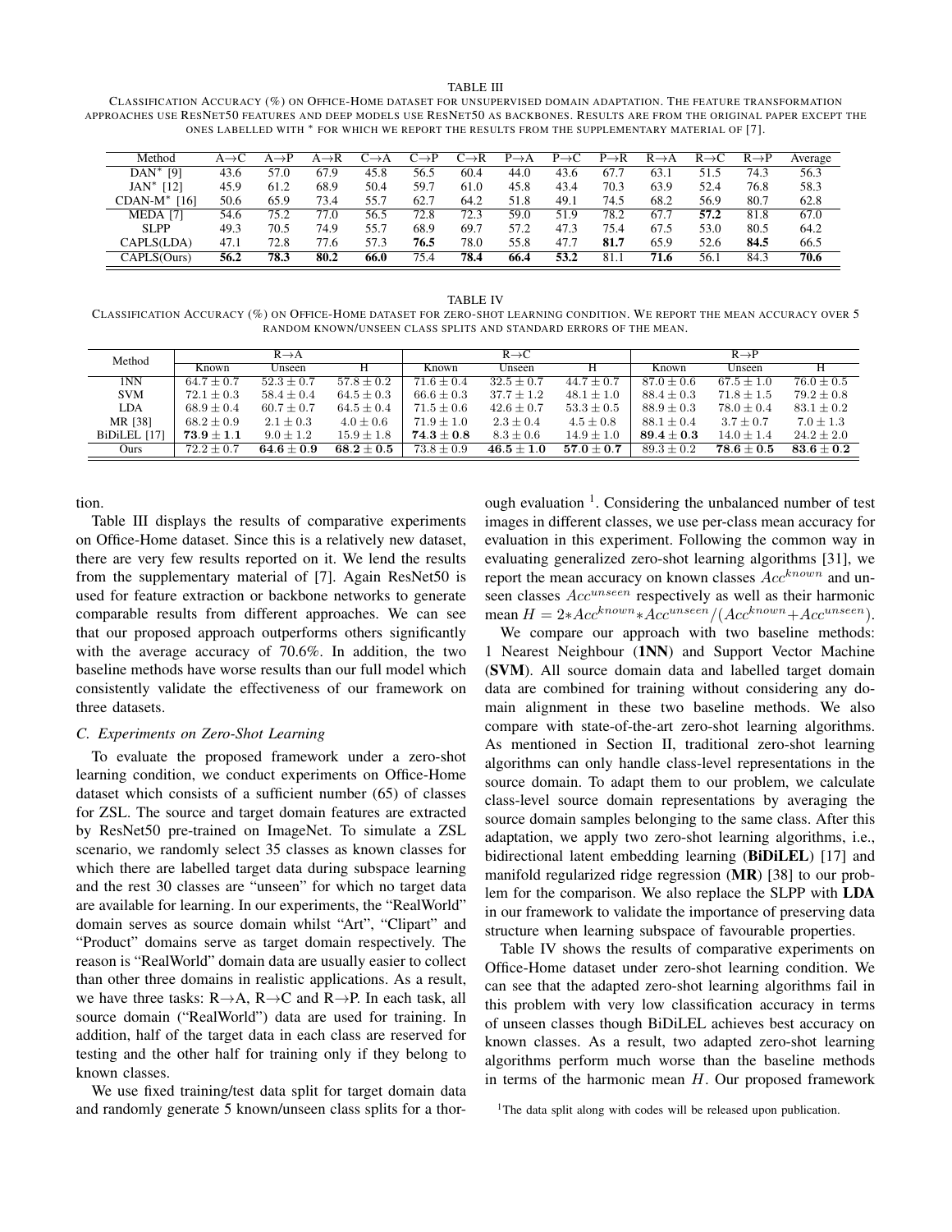TABLE III

CLASSIFICATION ACCURACY (%) ON OFFICE-HOME DATASET FOR UNSUPERVISED DOMAIN ADAPTATION. THE FEATURE TRANSFORMATION APPROACHES USE RESNET50 FEATURES AND DEEP MODELS USE RESNET50 AS BACKBONES. RESULTS ARE FROM THE ORIGINAL PAPER EXCEPT THE ONES LABELLED WITH * FOR WHICH WE REPORT THE RESULTS FROM THE SUPPLEMENTARY MATERIAL OF [7].

| Method | A→C | A→P | A→R | C→A | C→P | C→R | P→A | P→C | P→R | R→A | R→C | R→P | Average |
|---|---|---|---|---|---|---|---|---|---|---|---|---|---|
| DAN* [9] | 43.6 | 57.0 | 67.9 | 45.8 | 56.5 | 60.4 | 44.0 | 43.6 | 67.7 | 63.1 | 51.5 | 74.3 | 56.3 |
| JAN* [12] | 45.9 | 61.2 | 68.9 | 50.4 | 59.7 | 61.0 | 45.8 | 43.4 | 70.3 | 63.9 | 52.4 | 76.8 | 58.3 |
| CDAN-M* [16] | 50.6 | 65.9 | 73.4 | 55.7 | 62.7 | 64.2 | 51.8 | 49.1 | 74.5 | 68.2 | 56.9 | 80.7 | 62.8 |
| MEDA [7] | 54.6 | 75.2 | 77.0 | 56.5 | 72.8 | 72.3 | 59.0 | 51.9 | 78.2 | 67.7 | **57.2** | 81.8 | 67.0 |
| SLPP | 49.3 | 70.5 | 74.9 | 55.7 | 68.9 | 69.7 | 57.2 | 47.3 | 75.4 | 67.5 | 53.0 | 80.5 | 64.2 |
| CAPLS(LDA) | 47.1 | 72.8 | 77.6 | 57.3 | **76.5** | 78.0 | 55.8 | 47.7 | **81.7** | 65.9 | 52.6 | **84.5** | 66.5 |
| CAPLS(Ours) | **56.2** | **78.3** | **80.2** | **66.0** | 75.4 | **78.4** | **66.4** | **53.2** | 81.1 | **71.6** | 56.1 | 84.3 | **70.6** |

TABLE IV

CLASSIFICATION ACCURACY (%) ON OFFICE-HOME DATASET FOR ZERO-SHOT LEARNING CONDITION. WE REPORT THE MEAN ACCURACY OVER 5 RANDOM KNOWN/UNSEEN CLASS SPLITS AND STANDARD ERRORS OF THE MEAN.

| Method | R→A | | | R→C | | | R→P | | |
|---|---|---|---|---|---|---|---|---|---|
| | Known | Unseen | H | Known | Unseen | H | Known | Unseen | H |
| 1NN | $64.7 \pm 0.7$ | $52.3 \pm 0.7$ | $57.8 \pm 0.2$ | $71.6 \pm 0.4$ | $32.5 \pm 0.7$ | $44.7 \pm 0.7$ | $87.0 \pm 0.6$ | $67.5 \pm 1.0$ | $76.0 \pm 0.5$ |
| SVM | $72.1 \pm 0.3$ | $58.4 \pm 0.4$ | $64.5 \pm 0.3$ | $66.6 \pm 0.3$ | $37.7 \pm 1.2$ | $48.1 \pm 1.0$ | $88.4 \pm 0.3$ | $71.8 \pm 1.5$ | $79.2 \pm 0.8$ |
| LDA | $68.9 \pm 0.4$ | $60.7 \pm 0.7$ | $64.5 \pm 0.4$ | $71.5 \pm 0.6$ | $42.6 \pm 0.7$ | $53.3 \pm 0.5$ | $88.9 \pm 0.3$ | $78.0 \pm 0.4$ | $83.1 \pm 0.2$ |
| MR [38] | $68.2 \pm 0.9$ | $2.1 \pm 0.3$ | $4.0 \pm 0.6$ | $71.9 \pm 1.0$ | $2.3 \pm 0.4$ | $4.5 \pm 0.8$ | $88.1 \pm 0.4$ | $3.7 \pm 0.7$ | $7.0 \pm 1.3$ |
| BiDiLEL [17] | $\mathbf{73.9 \pm 1.1}$ | $9.0 \pm 1.2$ | $15.9 \pm 1.8$ | $\mathbf{74.3 \pm 0.8}$ | $8.3 \pm 0.6$ | $14.9 \pm 1.0$ | $\mathbf{89.4 \pm 0.3}$ | $14.0 \pm 1.4$ | $24.2 \pm 2.0$ |
| Ours | $72.2 \pm 0.7$ | $\mathbf{64.6 \pm 0.9}$ | $\mathbf{68.2 \pm 0.5}$ | $73.8 \pm 0.9$ | $\mathbf{46.5 \pm 1.0}$ | $\mathbf{57.0 \pm 0.7}$ | $89.3 \pm 0.2$ | $\mathbf{78.6 \pm 0.5}$ | $\mathbf{83.6 \pm 0.2}$ |

tion.

Table III displays the results of comparative experiments on Office-Home dataset. Since this is a relatively new dataset, there are very few results reported on it. We lend the results from the supplementary material of [7]. Again ResNet50 is used for feature extraction or backbone networks to generate comparable results from different approaches. We can see that our proposed approach outperforms others significantly with the average accuracy of 70.6%. In addition, the two baseline methods have worse results than our full model which consistently validate the effectiveness of our framework on three datasets.

### C. Experiments on Zero-Shot Learning

To evaluate the proposed framework under a zero-shot learning condition, we conduct experiments on Office-Home dataset which consists of a sufficient number (65) of classes for ZSL. The source and target domain features are extracted by ResNet50 pre-trained on ImageNet. To simulate a ZSL scenario, we randomly select 35 classes as known classes for which there are labelled target data during subspace learning and the rest 30 classes are "unseen" for which no target data are available for learning. In our experiments, the "RealWorld" domain serves as source domain whilst "Art", "Clipart" and "Product" domains serve as target domain respectively. The reason is "RealWorld" domain data are usually easier to collect than other three domains in realistic applications. As a result, we have three tasks: R→A, R→C and R→P. In each task, all source domain ("RealWorld") data are used for training. In addition, half of the target data in each class are reserved for testing and the other half for training only if they belong to known classes.

We use fixed training/test data split for target domain data and randomly generate 5 known/unseen class splits for a thorough evaluation [1]. Considering the unbalanced number of test images in different classes, we use per-class mean accuracy for evaluation in this experiment. Following the common way in evaluating generalized zero-shot learning algorithms [31], we report the mean accuracy on known classes $Acc^{known}$ and unseen classes $Acc^{unseen}$ respectively as well as their harmonic mean $H = 2*Acc^{known}*Acc^{unseen}/(Acc^{known}+Acc^{unseen})$.

We compare our approach with two baseline methods: 1 Nearest Neighbour (**1NN**) and Support Vector Machine (**SVM**). All source domain data and labelled target domain data are combined for training without considering any domain alignment in these two baseline methods. We also compare with state-of-the-art zero-shot learning algorithms. As mentioned in Section II, traditional zero-shot learning algorithms can only handle class-level representations in the source domain. To adapt them to our problem, we calculate class-level source domain representations by averaging the source domain samples belonging to the same class. After this adaptation, we apply two zero-shot learning algorithms, i.e., bidirectional latent embedding learning (**BiDiLEL**) [17] and manifold regularized ridge regression (**MR**) [38] to our problem for the comparison. We also replace the SLPP with **LDA** in our framework to validate the importance of preserving data structure when learning subspace of favourable properties.

Table IV shows the results of comparative experiments on Office-Home dataset under zero-shot learning condition. We can see that the adapted zero-shot learning algorithms fail in this problem with very low classification accuracy in terms of unseen classes though BiDiLEL achieves best accuracy on known classes. As a result, two adapted zero-shot learning algorithms perform much worse than the baseline methods in terms of the harmonic mean $H$. Our proposed framework

[1] The data split along with codes will be released upon publication.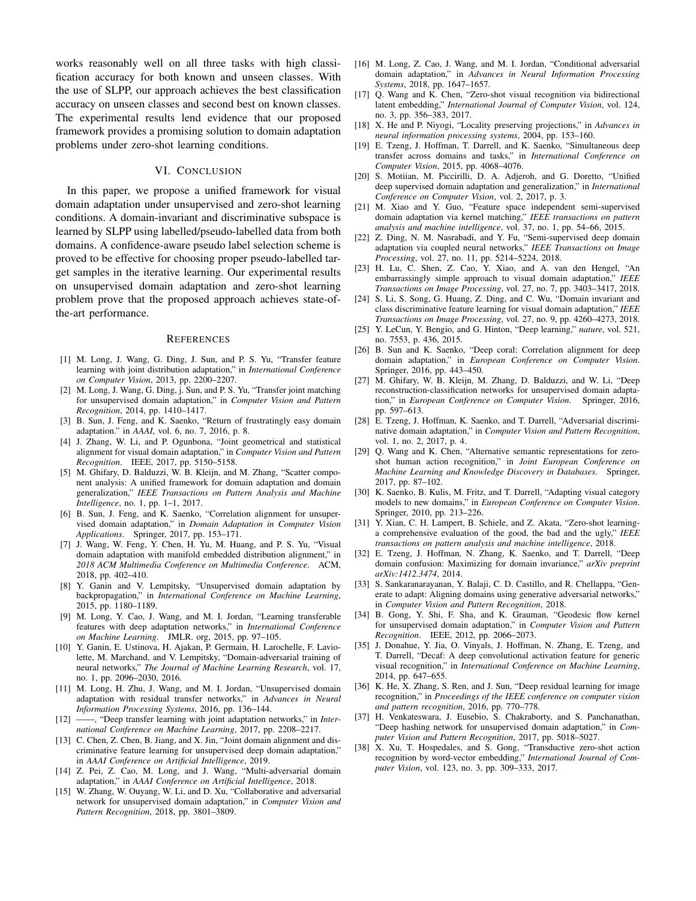works reasonably well on all three tasks with high classification accuracy for both known and unseen classes. With the use of SLPP, our approach achieves the best classification accuracy on unseen classes and second best on known classes. The experimental results lend evidence that our proposed framework provides a promising solution to domain adaptation problems under zero-shot learning conditions.

## VI. Conclusion

In this paper, we propose a unified framework for visual domain adaptation under unsupervised and zero-shot learning conditions. A domain-invariant and discriminative subspace is learned by SLPP using labelled/pseudo-labelled data from both domains. A confidence-aware pseudo label selection scheme is proved to be effective for choosing proper pseudo-labelled target samples in the iterative learning. Our experimental results on unsupervised domain adaptation and zero-shot learning problem prove that the proposed approach achieves state-of-the-art performance.

## References

[1] M. Long, J. Wang, G. Ding, J. Sun, and P. S. Yu, "Transfer feature learning with joint distribution adaptation," in *International Conference on Computer Vision*, 2013, pp. 2200–2207.

[2] M. Long, J. Wang, G. Ding, j. Sun, and P. S. Yu, "Transfer joint matching for unsupervised domain adaptation," in *Computer Vision and Pattern Recognition*, 2014, pp. 1410–1417.

[3] B. Sun, J. Feng, and K. Saenko, "Return of frustratingly easy domain adaptation." in *AAAI*, vol. 6, no. 7, 2016, p. 8.

[4] J. Zhang, W. Li, and P. Ogunbona, "Joint geometrical and statistical alignment for visual domain adaptation," in *Computer Vision and Pattern Recognition*. IEEE, 2017, pp. 5150–5158.

[5] M. Ghifary, D. Balduzzi, W. B. Kleijn, and M. Zhang, "Scatter component analysis: A unified framework for domain adaptation and domain generalization," *IEEE Transactions on Pattern Analysis and Machine Intelligence*, no. 1, pp. 1–1, 2017.

[6] B. Sun, J. Feng, and K. Saenko, "Correlation alignment for unsupervised domain adaptation," in *Domain Adaptation in Computer Vision Applications*. Springer, 2017, pp. 153–171.

[7] J. Wang, W. Feng, Y. Chen, H. Yu, M. Huang, and P. S. Yu, "Visual domain adaptation with manifold embedded distribution alignment," in *2018 ACM Multimedia Conference on Multimedia Conference*. ACM, 2018, pp. 402–410.

[8] Y. Ganin and V. Lempitsky, "Unsupervised domain adaptation by backpropagation," in *International Conference on Machine Learning*, 2015, pp. 1180–1189.

[9] M. Long, Y. Cao, J. Wang, and M. I. Jordan, "Learning transferable features with deep adaptation networks," in *International Conference on Machine Learning*. JMLR. org, 2015, pp. 97–105.

[10] Y. Ganin, E. Ustinova, H. Ajakan, P. Germain, H. Larochelle, F. Laviolette, M. Marchand, and V. Lempitsky, "Domain-adversarial training of neural networks," *The Journal of Machine Learning Research*, vol. 17, no. 1, pp. 2096–2030, 2016.

[11] M. Long, H. Zhu, J. Wang, and M. I. Jordan, "Unsupervised domain adaptation with residual transfer networks," in *Advances in Neural Information Processing Systems*, 2016, pp. 136–144.

[12] ——, "Deep transfer learning with joint adaptation networks," in *International Conference on Machine Learning*, 2017, pp. 2208–2217.

[13] C. Chen, Z. Chen, B. Jiang, and X. Jin, "Joint domain alignment and discriminative feature learning for unsupervised deep domain adaptation," in *AAAI Conference on Artificial Intelligence*, 2019.

[14] Z. Pei, Z. Cao, M. Long, and J. Wang, "Multi-adversarial domain adaptation," in *AAAI Conference on Artificial Intelligence*, 2018.

[15] W. Zhang, W. Ouyang, W. Li, and D. Xu, "Collaborative and adversarial network for unsupervised domain adaptation," in *Computer Vision and Pattern Recognition*, 2018, pp. 3801–3809.

[16] M. Long, Z. Cao, J. Wang, and M. I. Jordan, "Conditional adversarial domain adaptation," in *Advances in Neural Information Processing Systems*, 2018, pp. 1647–1657.

[17] Q. Wang and K. Chen, "Zero-shot visual recognition via bidirectional latent embedding," *International Journal of Computer Vision*, vol. 124, no. 3, pp. 356–383, 2017.

[18] X. He and P. Niyogi, "Locality preserving projections," in *Advances in neural information processing systems*, 2004, pp. 153–160.

[19] E. Tzeng, J. Hoffman, T. Darrell, and K. Saenko, "Simultaneous deep transfer across domains and tasks," in *International Conference on Computer Vision*, 2015, pp. 4068–4076.

[20] S. Motiian, M. Piccirilli, D. A. Adjeroh, and G. Doretto, "Unified deep supervised domain adaptation and generalization," in *International Conference on Computer Vision*, vol. 2, 2017, p. 3.

[21] M. Xiao and Y. Guo, "Feature space independent semi-supervised domain adaptation via kernel matching," *IEEE transactions on pattern analysis and machine intelligence*, vol. 37, no. 1, pp. 54–66, 2015.

[22] Z. Ding, N. M. Nasrabadi, and Y. Fu, "Semi-supervised deep domain adaptation via coupled neural networks," *IEEE Transactions on Image Processing*, vol. 27, no. 11, pp. 5214–5224, 2018.

[23] H. Lu, C. Shen, Z. Cao, Y. Xiao, and A. van den Hengel, "An embarrassingly simple approach to visual domain adaptation," *IEEE Transactions on Image Processing*, vol. 27, no. 7, pp. 3403–3417, 2018.

[24] S. Li, S. Song, G. Huang, Z. Ding, and C. Wu, "Domain invariant and class discriminative feature learning for visual domain adaptation," *IEEE Transactions on Image Processing*, vol. 27, no. 9, pp. 4260–4273, 2018.

[25] Y. LeCun, Y. Bengio, and G. Hinton, "Deep learning," *nature*, vol. 521, no. 7553, p. 436, 2015.

[26] B. Sun and K. Saenko, "Deep coral: Correlation alignment for deep domain adaptation," in *European Conference on Computer Vision*. Springer, 2016, pp. 443–450.

[27] M. Ghifary, W. B. Kleijn, M. Zhang, D. Balduzzi, and W. Li, "Deep reconstruction-classification networks for unsupervised domain adaptation," in *European Conference on Computer Vision*. Springer, 2016, pp. 597–613.

[28] E. Tzeng, J. Hoffman, K. Saenko, and T. Darrell, "Adversarial discriminative domain adaptation," in *Computer Vision and Pattern Recognition*, vol. 1, no. 2, 2017, p. 4.

[29] Q. Wang and K. Chen, "Alternative semantic representations for zero-shot human action recognition," in *Joint European Conference on Machine Learning and Knowledge Discovery in Databases*. Springer, 2017, pp. 87–102.

[30] K. Saenko, B. Kulis, M. Fritz, and T. Darrell, "Adapting visual category models to new domains," in *European Conference on Computer Vision*. Springer, 2010, pp. 213–226.

[31] Y. Xian, C. H. Lampert, B. Schiele, and Z. Akata, "Zero-shot learning-a comprehensive evaluation of the good, the bad and the ugly," *IEEE transactions on pattern analysis and machine intelligence*, 2018.

[32] E. Tzeng, J. Hoffman, N. Zhang, K. Saenko, and T. Darrell, "Deep domain confusion: Maximizing for domain invariance," *arXiv preprint arXiv:1412.3474*, 2014.

[33] S. Sankaranarayanan, Y. Balaji, C. D. Castillo, and R. Chellappa, "Generate to adapt: Aligning domains using generative adversarial networks," in *Computer Vision and Pattern Recognition*, 2018.

[34] B. Gong, Y. Shi, F. Sha, and K. Grauman, "Geodesic flow kernel for unsupervised domain adaptation," in *Computer Vision and Pattern Recognition*. IEEE, 2012, pp. 2066–2073.

[35] J. Donahue, Y. Jia, O. Vinyals, J. Hoffman, N. Zhang, E. Tzeng, and T. Darrell, "Decaf: A deep convolutional activation feature for generic visual recognition," in *International Conference on Machine Learning*, 2014, pp. 647–655.

[36] K. He, X. Zhang, S. Ren, and J. Sun, "Deep residual learning for image recognition," in *Proceedings of the IEEE conference on computer vision and pattern recognition*, 2016, pp. 770–778.

[37] H. Venkateswara, J. Eusebio, S. Chakraborty, and S. Panchanathan, "Deep hashing network for unsupervised domain adaptation," in *Computer Vision and Pattern Recognition*, 2017, pp. 5018–5027.

[38] X. Xu, T. Hospedales, and S. Gong, "Transductive zero-shot action recognition by word-vector embedding," *International Journal of Computer Vision*, vol. 123, no. 3, pp. 309–333, 2017.